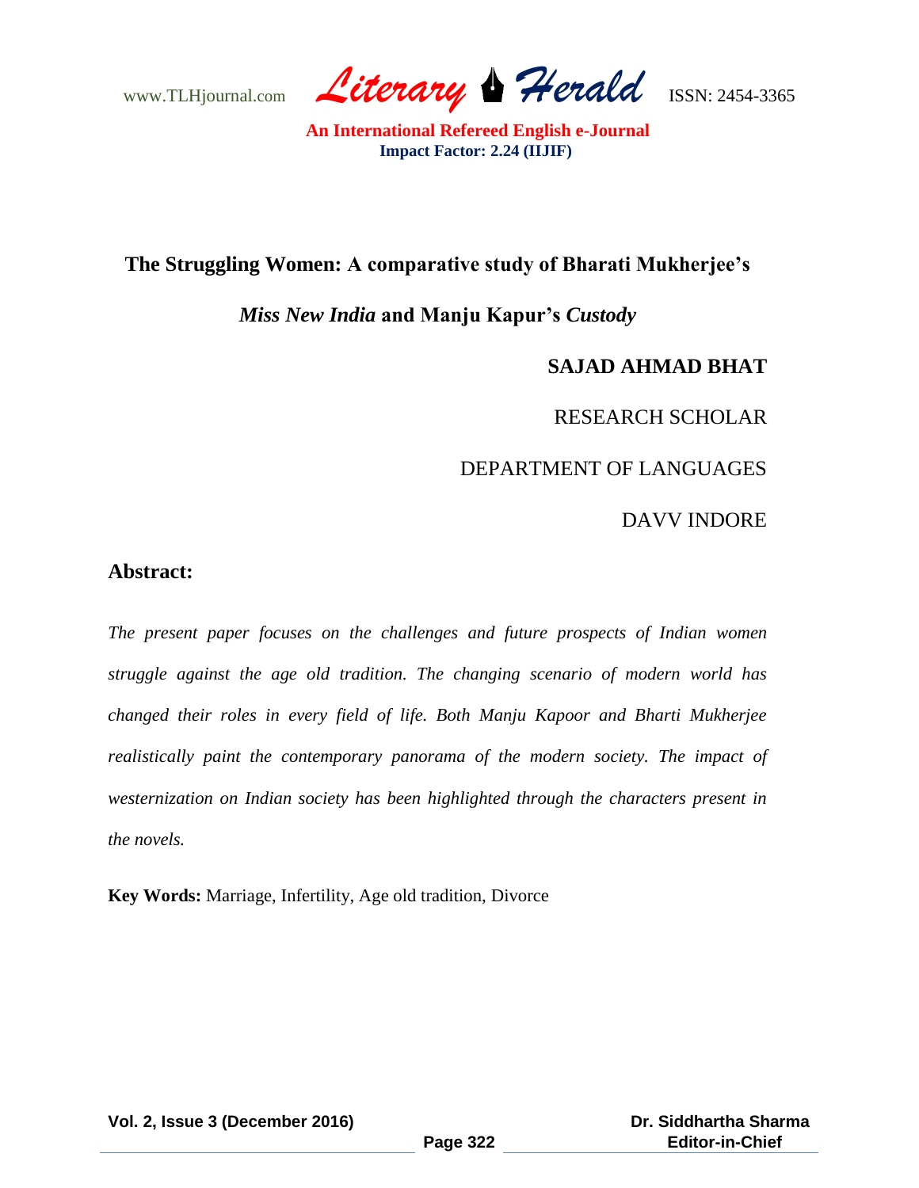# The Struggling Women: A comparative study of Bharati Mukherjee's *Miss New India* and Manju Kapur's *Custody*

**SAJAD AHMAD BHAT**

RESEARCH SCHOLAR

DEPARTMENT OF LANGUAGES

DAVV INDORE

## Abstract:

*The present paper focuses on the challenges and future prospects of Indian women struggle against the age old tradition. The changing scenario of modern world has changed their roles in every field of life. Both Manju Kapoor and Bharti Mukherjee realistically paint the contemporary panorama of the modern society. The impact of westernization on Indian society has been highlighted through the characters present in the novels.*

**Key Words:** Marriage, Infertility, Age old tradition, Divorce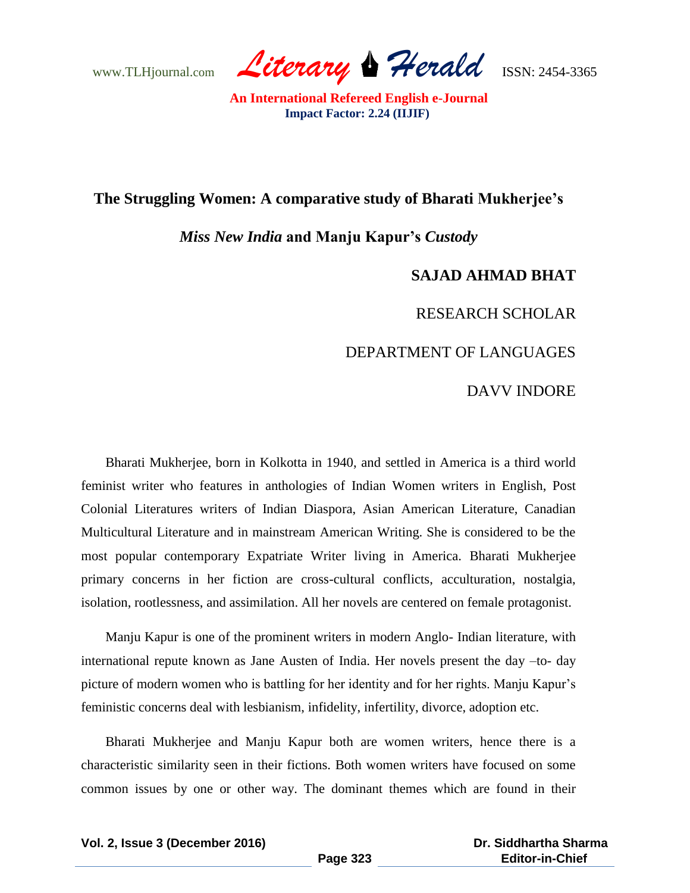# The Struggling Women: A comparative study of Bharati Mukherjee's *Miss New India* and Manju Kapur's *Custody*

**SAJAD AHMAD BHAT**

RESEARCH SCHOLAR

DEPARTMENT OF LANGUAGES

DAVV INDORE

Bharati Mukherjee, born in Kolkotta in 1940, and settled in America is a third world feminist writer who features in anthologies of Indian Women writers in English, Post Colonial Literatures writers of Indian Diaspora, Asian American Literature, Canadian Multicultural Literature and in mainstream American Writing. She is considered to be the most popular contemporary Expatriate Writer living in America. Bharati Mukherjee primary concerns in her fiction are cross-cultural conflicts, acculturation, nostalgia, isolation, rootlessness, and assimilation. All her novels are centered on female protagonist.

Manju Kapur is one of the prominent writers in modern Anglo- Indian literature, with international repute known as Jane Austen of India. Her novels present the day –to- day picture of modern women who is battling for her identity and for her rights. Manju Kapur's feministic concerns deal with lesbianism, infidelity, infertility, divorce, adoption etc.

Bharati Mukherjee and Manju Kapur both are women writers, hence there is a characteristic similarity seen in their fictions. Both women writers have focused on some common issues by one or other way. The dominant themes which are found in their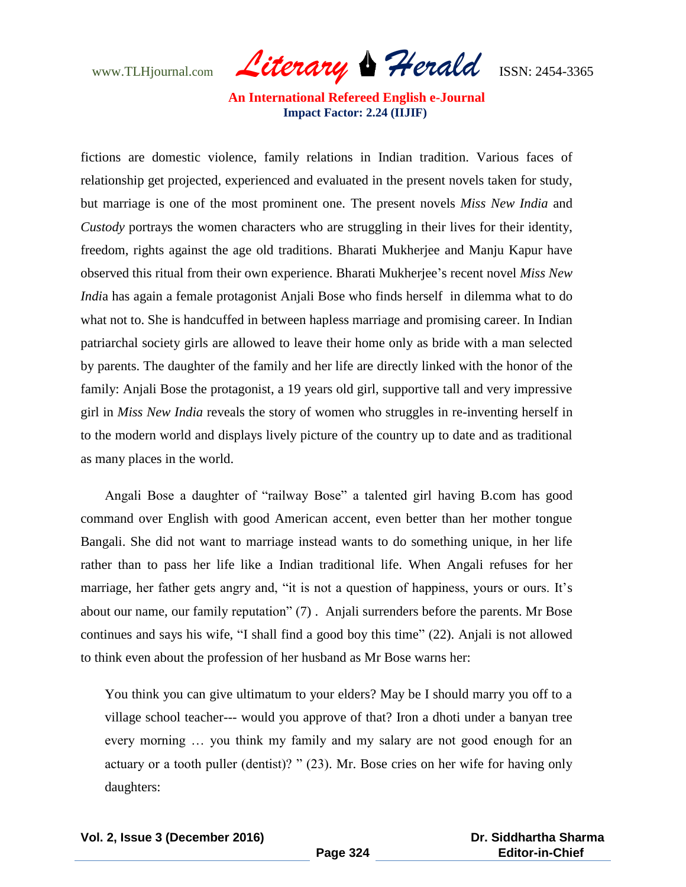fictions are domestic violence, family relations in Indian tradition. Various faces of relationship get projected, experienced and evaluated in the present novels taken for study, but marriage is one of the most prominent one. The present novels *Miss New India* and *Custody* portrays the women characters who are struggling in their lives for their identity, freedom, rights against the age old traditions. Bharati Mukherjee and Manju Kapur have observed this ritual from their own experience. Bharati Mukherjee's recent novel *Miss New Indi*a has again a female protagonist Anjali Bose who finds herself in dilemma what to do what not to. She is handcuffed in between hapless marriage and promising career. In Indian patriarchal society girls are allowed to leave their home only as bride with a man selected by parents. The daughter of the family and her life are directly linked with the honor of the family: Anjali Bose the protagonist, a 19 years old girl, supportive tall and very impressive girl in *Miss New India* reveals the story of women who struggles in re-inventing herself in to the modern world and displays lively picture of the country up to date and as traditional as many places in the world.

Angali Bose a daughter of "railway Bose" a talented girl having B.com has good command over English with good American accent, even better than her mother tongue Bangali. She did not want to marriage instead wants to do something unique, in her life rather than to pass her life like a Indian traditional life. When Angali refuses for her marriage, her father gets angry and, "it is not a question of happiness, yours or ours. It's about our name, our family reputation" (7) . Anjali surrenders before the parents. Mr Bose continues and says his wife, "I shall find a good boy this time" (22). Anjali is not allowed to think even about the profession of her husband as Mr Bose warns her:

> You think you can give ultimatum to your elders? May be I should marry you off to a village school teacher--- would you approve of that? Iron a dhoti under a banyan tree every morning … you think my family and my salary are not good enough for an actuary or a tooth puller (dentist)? " (23). Mr. Bose cries on her wife for having only daughters: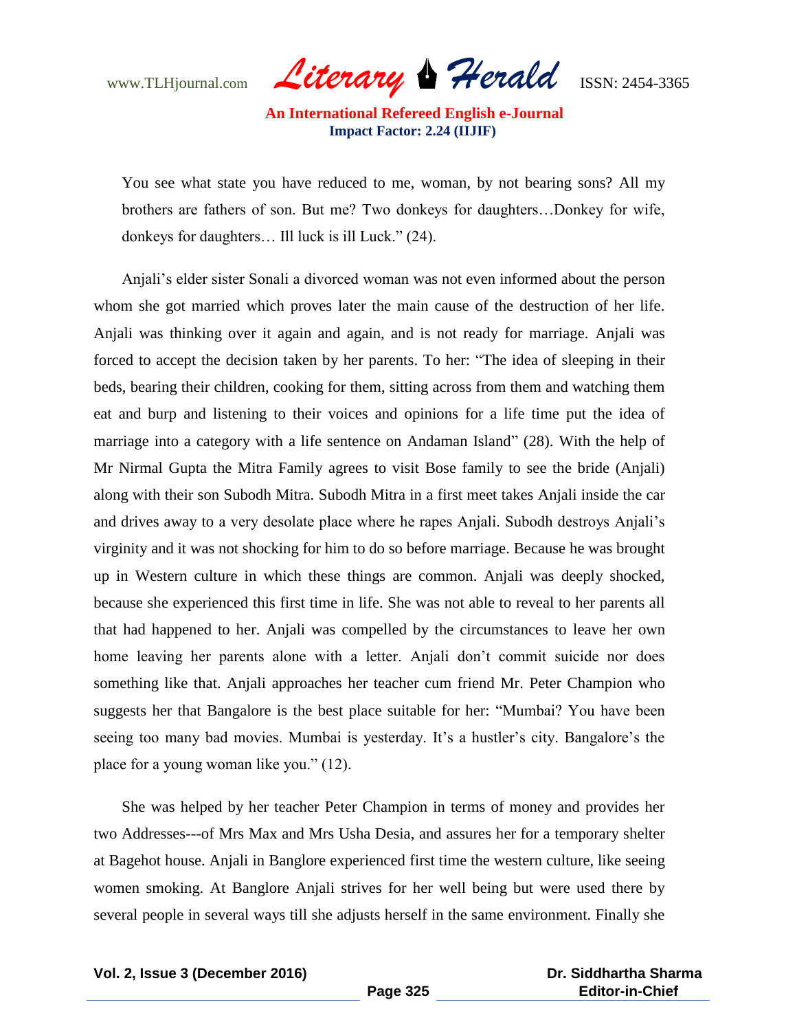> You see what state you have reduced to me, woman, by not bearing sons? All my brothers are fathers of son. But me? Two donkeys for daughters…Donkey for wife, donkeys for daughters… Ill luck is ill Luck." (24).

Anjali's elder sister Sonali a divorced woman was not even informed about the person whom she got married which proves later the main cause of the destruction of her life. Anjali was thinking over it again and again, and is not ready for marriage. Anjali was forced to accept the decision taken by her parents. To her: "The idea of sleeping in their beds, bearing their children, cooking for them, sitting across from them and watching them eat and burp and listening to their voices and opinions for a life time put the idea of marriage into a category with a life sentence on Andaman Island" (28). With the help of Mr Nirmal Gupta the Mitra Family agrees to visit Bose family to see the bride (Anjali) along with their son Subodh Mitra. Subodh Mitra in a first meet takes Anjali inside the car and drives away to a very desolate place where he rapes Anjali. Subodh destroys Anjali's virginity and it was not shocking for him to do so before marriage. Because he was brought up in Western culture in which these things are common. Anjali was deeply shocked, because she experienced this first time in life. She was not able to reveal to her parents all that had happened to her. Anjali was compelled by the circumstances to leave her own home leaving her parents alone with a letter. Anjali don't commit suicide nor does something like that. Anjali approaches her teacher cum friend Mr. Peter Champion who suggests her that Bangalore is the best place suitable for her: "Mumbai? You have been seeing too many bad movies. Mumbai is yesterday. It's a hustler's city. Bangalore's the place for a young woman like you." (12).

She was helped by her teacher Peter Champion in terms of money and provides her two Addresses---of Mrs Max and Mrs Usha Desia, and assures her for a temporary shelter at Bagehot house. Anjali in Banglore experienced first time the western culture, like seeing women smoking. At Banglore Anjali strives for her well being but were used there by several people in several ways till she adjusts herself in the same environment. Finally she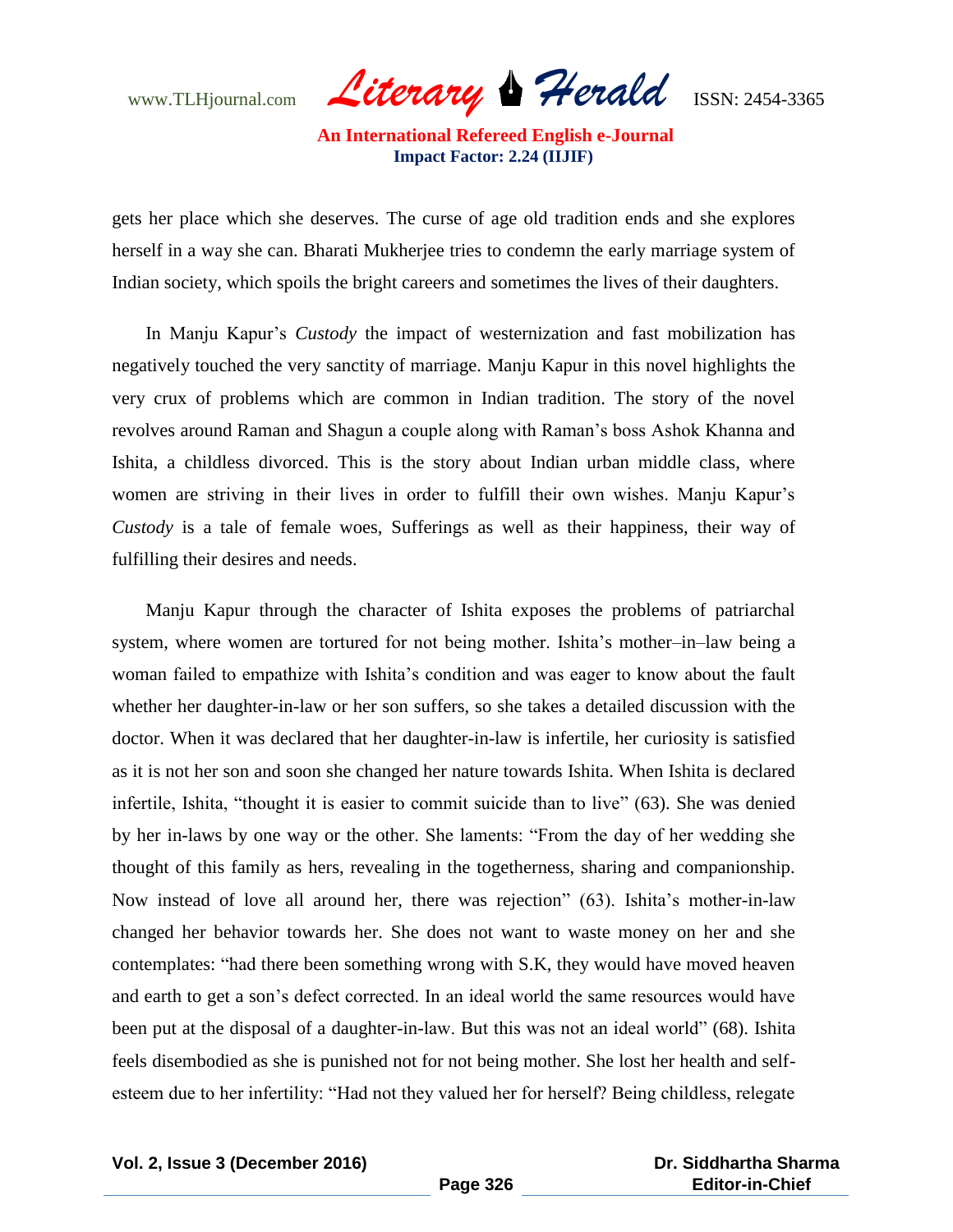gets her place which she deserves. The curse of age old tradition ends and she explores herself in a way she can. Bharati Mukherjee tries to condemn the early marriage system of Indian society, which spoils the bright careers and sometimes the lives of their daughters.

In Manju Kapur's *Custody* the impact of westernization and fast mobilization has negatively touched the very sanctity of marriage. Manju Kapur in this novel highlights the very crux of problems which are common in Indian tradition. The story of the novel revolves around Raman and Shagun a couple along with Raman's boss Ashok Khanna and Ishita, a childless divorced. This is the story about Indian urban middle class, where women are striving in their lives in order to fulfill their own wishes. Manju Kapur's *Custody* is a tale of female woes, Sufferings as well as their happiness, their way of fulfilling their desires and needs.

Manju Kapur through the character of Ishita exposes the problems of patriarchal system, where women are tortured for not being mother. Ishita's mother–in–law being a woman failed to empathize with Ishita's condition and was eager to know about the fault whether her daughter-in-law or her son suffers, so she takes a detailed discussion with the doctor. When it was declared that her daughter-in-law is infertile, her curiosity is satisfied as it is not her son and soon she changed her nature towards Ishita. When Ishita is declared infertile, Ishita, "thought it is easier to commit suicide than to live" (63). She was denied by her in-laws by one way or the other. She laments: "From the day of her wedding she thought of this family as hers, revealing in the togetherness, sharing and companionship. Now instead of love all around her, there was rejection" (63). Ishita's mother-in-law changed her behavior towards her. She does not want to waste money on her and she contemplates: "had there been something wrong with S.K, they would have moved heaven and earth to get a son's defect corrected. In an ideal world the same resources would have been put at the disposal of a daughter-in-law. But this was not an ideal world" (68). Ishita feels disembodied as she is punished not for not being mother. She lost her health and self-esteem due to her infertility: "Had not they valued her for herself? Being childless, relegate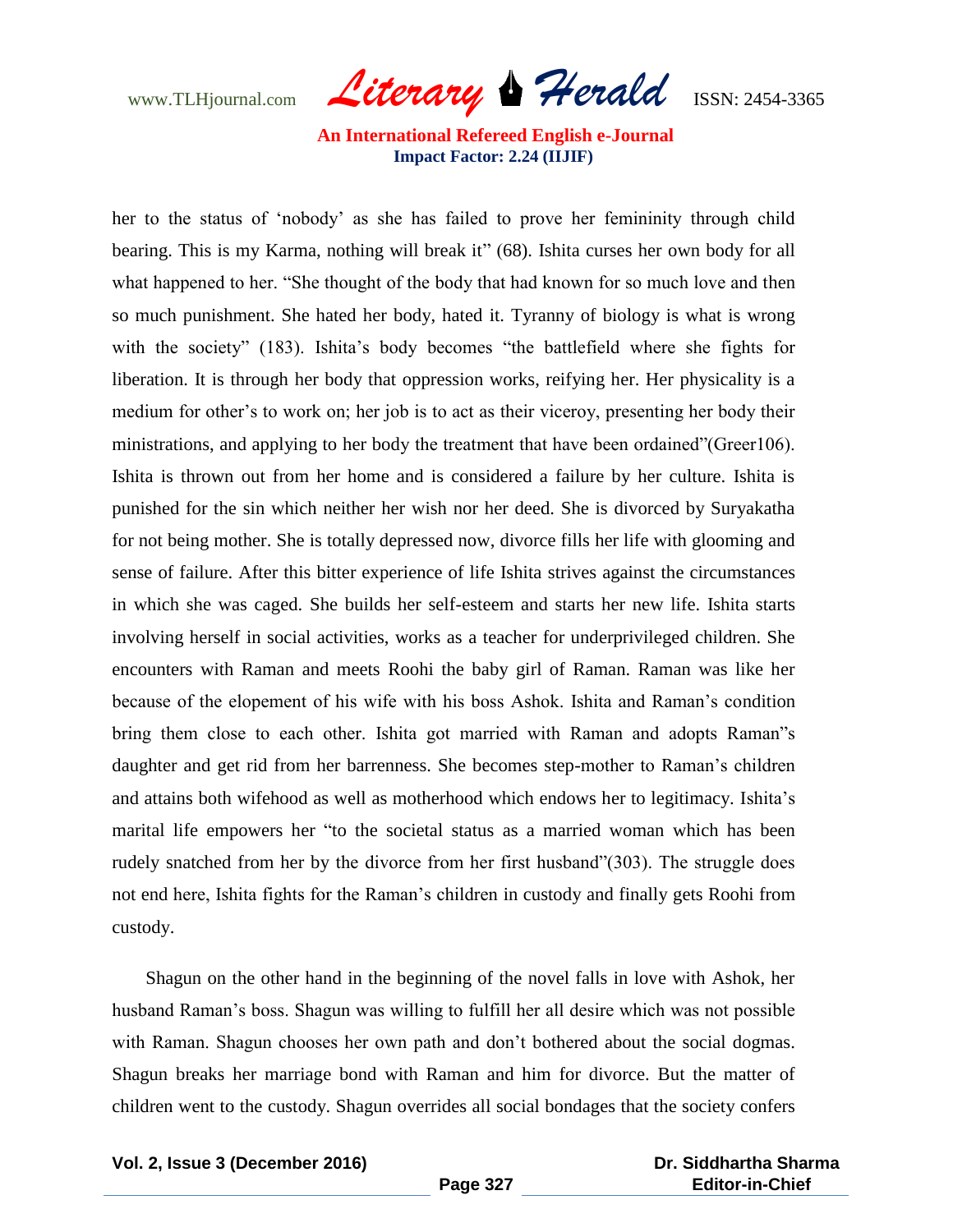her to the status of 'nobody' as she has failed to prove her femininity through child bearing. This is my Karma, nothing will break it" (68). Ishita curses her own body for all what happened to her. "She thought of the body that had known for so much love and then so much punishment. She hated her body, hated it. Tyranny of biology is what is wrong with the society" (183). Ishita's body becomes "the battlefield where she fights for liberation. It is through her body that oppression works, reifying her. Her physicality is a medium for other's to work on; her job is to act as their viceroy, presenting her body their ministrations, and applying to her body the treatment that have been ordained"(Greer106). Ishita is thrown out from her home and is considered a failure by her culture. Ishita is punished for the sin which neither her wish nor her deed. She is divorced by Suryakatha for not being mother. She is totally depressed now, divorce fills her life with glooming and sense of failure. After this bitter experience of life Ishita strives against the circumstances in which she was caged. She builds her self-esteem and starts her new life. Ishita starts involving herself in social activities, works as a teacher for underprivileged children. She encounters with Raman and meets Roohi the baby girl of Raman. Raman was like her because of the elopement of his wife with his boss Ashok. Ishita and Raman's condition bring them close to each other. Ishita got married with Raman and adopts Raman"s daughter and get rid from her barrenness. She becomes step-mother to Raman's children and attains both wifehood as well as motherhood which endows her to legitimacy. Ishita's marital life empowers her "to the societal status as a married woman which has been rudely snatched from her by the divorce from her first husband"(303). The struggle does not end here, Ishita fights for the Raman's children in custody and finally gets Roohi from custody.

Shagun on the other hand in the beginning of the novel falls in love with Ashok, her husband Raman's boss. Shagun was willing to fulfill her all desire which was not possible with Raman. Shagun chooses her own path and don't bothered about the social dogmas. Shagun breaks her marriage bond with Raman and him for divorce. But the matter of children went to the custody. Shagun overrides all social bondages that the society confers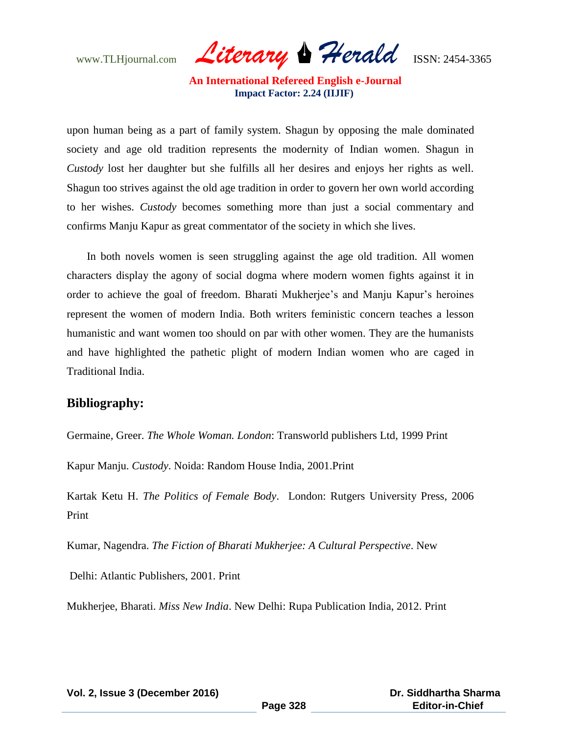upon human being as a part of family system. Shagun by opposing the male dominated society and age old tradition represents the modernity of Indian women. Shagun in *Custody* lost her daughter but she fulfills all her desires and enjoys her rights as well. Shagun too strives against the old age tradition in order to govern her own world according to her wishes. *Custody* becomes something more than just a social commentary and confirms Manju Kapur as great commentator of the society in which she lives.

In both novels women is seen struggling against the age old tradition. All women characters display the agony of social dogma where modern women fights against it in order to achieve the goal of freedom. Bharati Mukherjee's and Manju Kapur's heroines represent the women of modern India. Both writers feministic concern teaches a lesson humanistic and want women too should on par with other women. They are the humanists and have highlighted the pathetic plight of modern Indian women who are caged in Traditional India.

## Bibliography:

Germaine, Greer. *The Whole Woman. London*: Transworld publishers Ltd, 1999 Print

Kapur Manju. *Custody*. Noida: Random House India, 2001.Print

Kartak Ketu H. *The Politics of Female Body*. London: Rutgers University Press, 2006 Print

Kumar, Nagendra. *The Fiction of Bharati Mukherjee: A Cultural Perspective*. New Delhi: Atlantic Publishers, 2001. Print

Mukherjee, Bharati. *Miss New India*. New Delhi: Rupa Publication India, 2012. Print